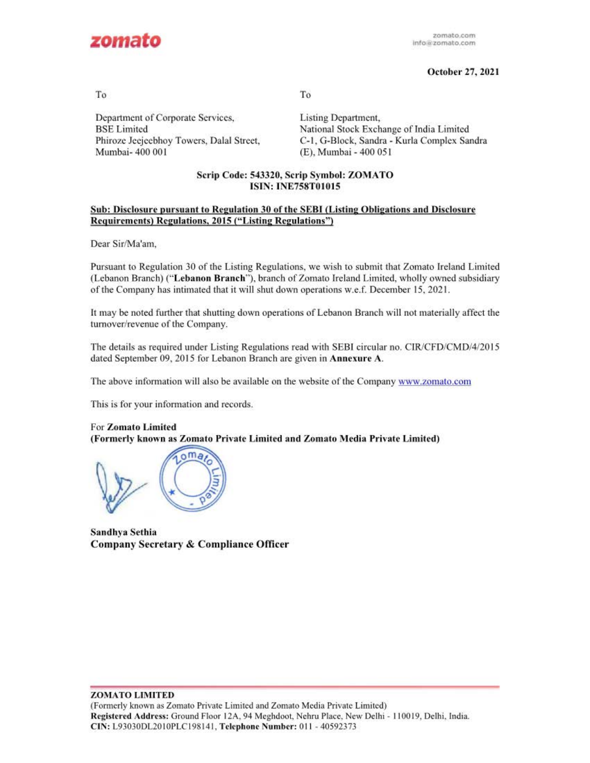**zomato**

zomato.com
info@zomato.com

**October 27, 2021**

| To | To |
|---|---|
| Department of Corporate Services,<br>BSE Limited<br>Phiroze Jeejeebhoy Towers, Dalal Street,<br>Mumbai- 400 001 | Listing Department,<br>National Stock Exchange of India Limited<br>C-1, G-Block, Sandra - Kurla Complex Sandra<br>(E), Mumbai - 400 051 |

**Scrip Code: 543320, Scrip Symbol: ZOMATO**
**ISIN: INE758T01015**

**Sub: Disclosure pursuant to Regulation 30 of the SEBI (Listing Obligations and Disclosure Requirements) Regulations, 2015 ("Listing Regulations")**

Dear Sir/Ma'am,

Pursuant to Regulation 30 of the Listing Regulations, we wish to submit that Zomato Ireland Limited (Lebanon Branch) ("**Lebanon Branch**"), branch of Zomato Ireland Limited, wholly owned subsidiary of the Company has intimated that it will shut down operations w.e.f. December 15, 2021.

It may be noted further that shutting down operations of Lebanon Branch will not materially affect the turnover/revenue of the Company.

The details as required under Listing Regulations read with SEBI circular no. CIR/CFD/CMD/4/2015 dated September 09, 2015 for Lebanon Branch are given in **Annexure A**.

The above information will also be available on the website of the Company www.zomato.com

This is for your information and records.

For **Zomato Limited**
**(Formerly known as Zomato Private Limited and Zomato Media Private Limited)**

**Sandhya Sethia**
**Company Secretary & Compliance Officer**

**ZOMATO LIMITED**
(Formerly known as Zomato Private Limited and Zomato Media Private Limited)
**Registered Address:** Ground Floor 12A, 94 Meghdoot, Nehru Place, New Delhi - 110019, Delhi, India.
**CIN:** L93030DL2010PLC198141, **Telephone Number:** 011 - 40592373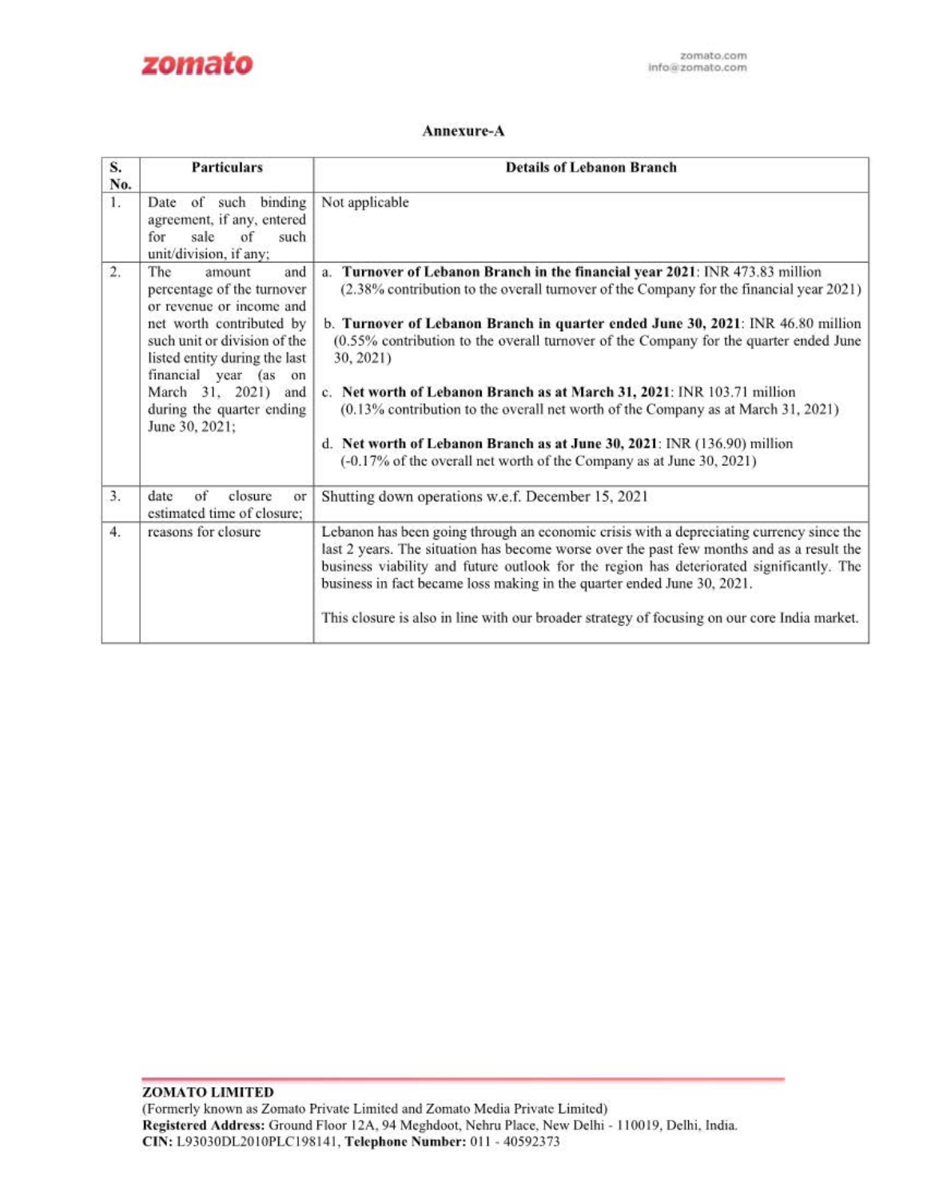## Annexure-A

| S. No. | Particulars | Details of Lebanon Branch |
|---|---|---|
| 1. | Date of such binding agreement, if any, entered for sale of such unit/division, if any; | Not applicable |
| 2. | The amount and percentage of the turnover or revenue or income and net worth contributed by such unit or division of the listed entity during the last financial year (as on March 31, 2021) and during the quarter ending June 30, 2021; | a. **Turnover of Lebanon Branch in the financial year 2021**: INR 473.83 million (2.38% contribution to the overall turnover of the Company for the financial year 2021)<br><br>b. **Turnover of Lebanon Branch in quarter ended June 30, 2021**: INR 46.80 million (0.55% contribution to the overall turnover of the Company for the quarter ended June 30, 2021)<br><br>c. **Net worth of Lebanon Branch as at March 31, 2021**: INR 103.71 million (0.13% contribution to the overall net worth of the Company as at March 31, 2021)<br><br>d. **Net worth of Lebanon Branch as at June 30, 2021**: INR (136.90) million (-0.17% of the overall net worth of the Company as at June 30, 2021) |
| 3. | date of closure or estimated time of closure; | Shutting down operations w.e.f. December 15, 2021 |
| 4. | reasons for closure | Lebanon has been going through an economic crisis with a depreciating currency since the last 2 years. The situation has become worse over the past few months and as a result the business viability and future outlook for the region has deteriorated significantly. The business in fact became loss making in the quarter ended June 30, 2021.<br><br>This closure is also in line with our broader strategy of focusing on our core India market. |

**ZOMATO LIMITED**
(Formerly known as Zomato Private Limited and Zomato Media Private Limited)
**Registered Address:** Ground Floor 12A, 94 Meghdoot, Nehru Place, New Delhi - 110019, Delhi, India.
**CIN:** L93030DL2010PLC198141, **Telephone Number:** 011 - 40592373